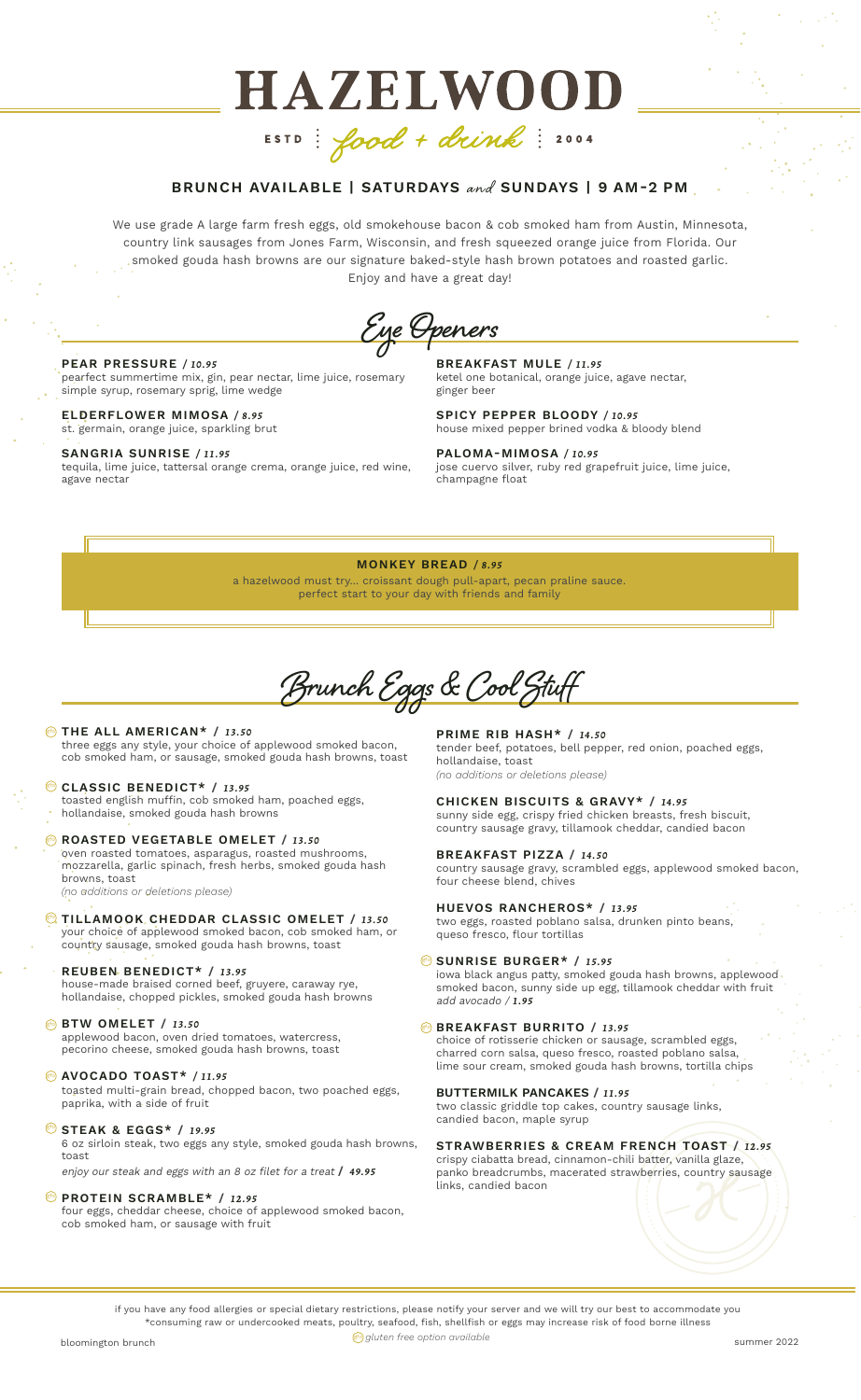# HAZELWOOD

ESTD | *food + drink* | 2004

## BRUNCH AVAILABLE | SATURDAYS *and* SUNDAYS | 9 AM-2 PM

We use grade A large farm fresh eggs, old smokehouse bacon & cob smoked ham from Austin, Minnesota, country link sausages from Jones Farm, Wisconsin, and fresh squeezed orange juice from Florida. Our smoked gouda hash browns are our signature baked-style hash brown potatoes and roasted garlic. Enjoy and have a great day!

## Eye Openers

**PEAR PRESSURE** / *10.95*
pearfect summertime mix, gin, pear nectar, lime juice, rosemary simple syrup, rosemary sprig, lime wedge

**ELDERFLOWER MIMOSA** / *8.95*
st. germain, orange juice, sparkling brut

**SANGRIA SUNRISE** / *11.95*
tequila, lime juice, tattersal orange crema, orange juice, red wine, agave nectar

**BREAKFAST MULE** / *11.95*
ketel one botanical, orange juice, agave nectar, ginger beer

**SPICY PEPPER BLOODY** / *10.95*
house mixed pepper brined vodka & bloody blend

**PALOMA-MIMOSA** / *10.95*
jose cuervo silver, ruby red grapefruit juice, lime juice, champagne float

**MONKEY BREAD** / *8.95*
a hazelwood must try... croissant dough pull-apart, pecan praline sauce.
perfect start to your day with friends and family

## Brunch Eggs & Cool Stuff

**THE ALL AMERICAN*** / *13.50* (GF)
three eggs any style, your choice of applewood smoked bacon, cob smoked ham, or sausage, smoked gouda hash browns, toast

**CLASSIC BENEDICT*** / *13.95* (GF)
toasted english muffin, cob smoked ham, poached eggs, hollandaise, smoked gouda hash browns

**ROASTED VEGETABLE OMELET** / *13.50* (GF)
oven roasted tomatoes, asparagus, roasted mushrooms, mozzarella, garlic spinach, fresh herbs, smoked gouda hash browns, toast
*(no additions or deletions please)*

**TILLAMOOK CHEDDAR CLASSIC OMELET** / *13.50* (GF)
your choice of applewood smoked bacon, cob smoked ham, or country sausage, smoked gouda hash browns, toast

**REUBEN BENEDICT*** / *13.95*
house-made braised corned beef, gruyere, caraway rye, hollandaise, chopped pickles, smoked gouda hash browns

**BTW OMELET** / *13.50* (GF)
applewood bacon, oven dried tomatoes, watercress, pecorino cheese, smoked gouda hash browns, toast

**AVOCADO TOAST*** / *11.95* (GF)
toasted multi-grain bread, chopped bacon, two poached eggs, paprika, with a side of fruit

**STEAK & EGGS*** / *19.95* (GF)
6 oz sirloin steak, two eggs any style, smoked gouda hash browns, toast
*enjoy our steak and eggs with an 8 oz filet for a treat* / ***49.95***

**PROTEIN SCRAMBLE*** / *12.95* (GF)
four eggs, cheddar cheese, choice of applewood smoked bacon, cob smoked ham, or sausage with fruit

**PRIME RIB HASH*** / *14.50*
tender beef, potatoes, bell pepper, red onion, poached eggs, hollandaise, toast
*(no additions or deletions please)*

**CHICKEN BISCUITS & GRAVY*** / *14.95*
sunny side egg, crispy fried chicken breasts, fresh biscuit, country sausage gravy, tillamook cheddar, candied bacon

**BREAKFAST PIZZA** / *14.50*
country sausage gravy, scrambled eggs, applewood smoked bacon, four cheese blend, chives

**HUEVOS RANCHEROS*** / *13.95*
two eggs, roasted poblano salsa, drunken pinto beans, queso fresco, flour tortillas

**SUNRISE BURGER*** / *15.95* (GF)
iowa black angus patty, smoked gouda hash browns, applewood smoked bacon, sunny side up egg, tillamook cheddar with fruit
*add avocado / 1.95*

**BREAKFAST BURRITO** / *13.95* (GF)
choice of rotisserie chicken or sausage, scrambled eggs, charred corn salsa, queso fresco, roasted poblano salsa, lime sour cream, smoked gouda hash browns, tortilla chips

**BUTTERMILK PANCAKES** / *11.95*
two classic griddle top cakes, country sausage links, candied bacon, maple syrup

**STRAWBERRIES & CREAM FRENCH TOAST** / *12.95*
crispy ciabatta bread, cinnamon-chili batter, vanilla glaze, panko breadcrumbs, macerated strawberries, country sausage links, candied bacon

if you have any food allergies or special dietary restrictions, please notify your server and we will try our best to accommodate you
*consuming raw or undercooked meats, poultry, seafood, fish, shellfish or eggs may increase risk of food borne illness

(GF) *gluten free option available*

bloomington brunch — summer 2022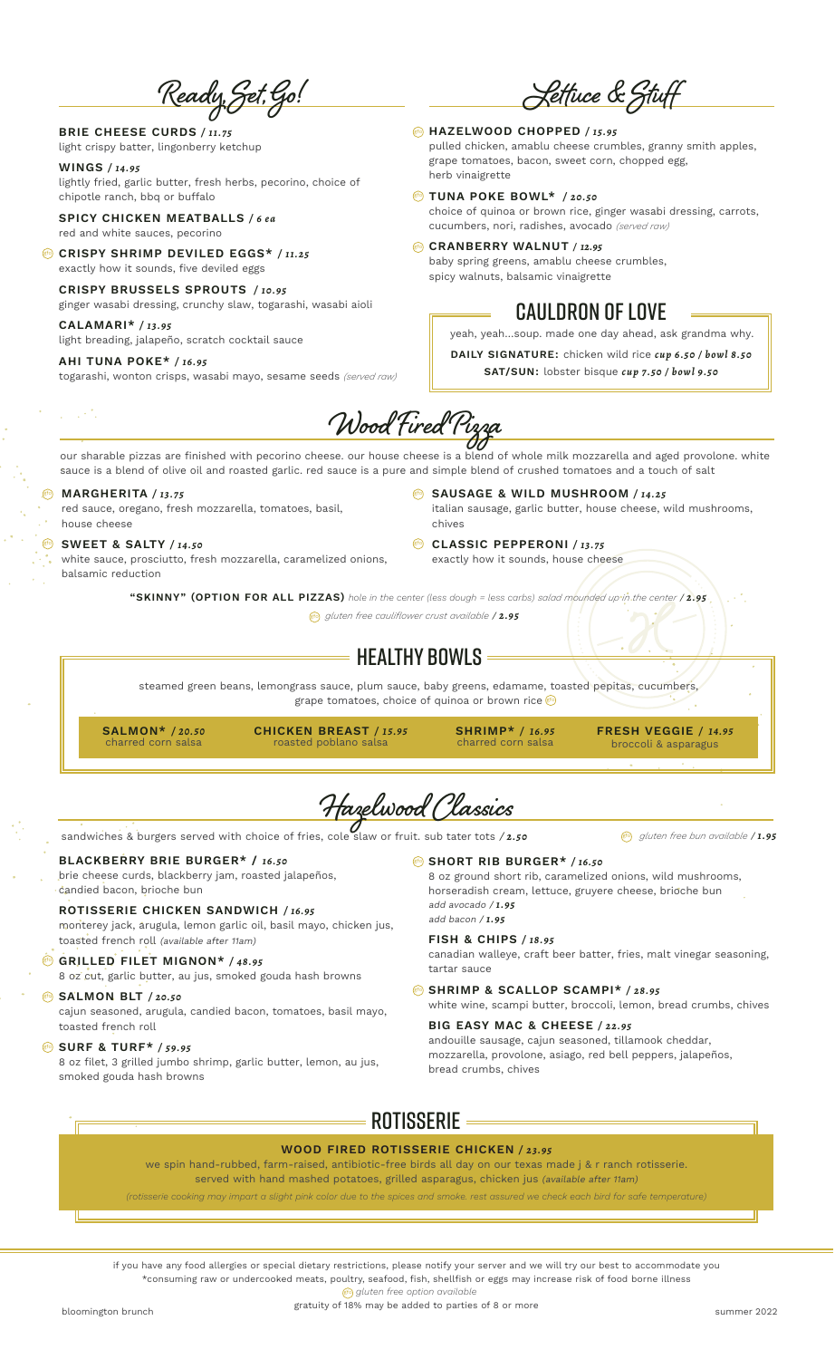## Ready, Set, Go!

**BRIE CHEESE CURDS** / *11.75*
light crispy batter, lingonberry ketchup

**WINGS** / *14.95*
lightly fried, garlic butter, fresh herbs, pecorino, choice of chipotle ranch, bbq or buffalo

**SPICY CHICKEN MEATBALLS** / *6 ea*
red and white sauces, pecorino

(gf) **CRISPY SHRIMP DEVILED EGGS*** / *11.25*
exactly how it sounds, five deviled eggs

**CRISPY BRUSSELS SPROUTS** / *10.95*
ginger wasabi dressing, crunchy slaw, togarashi, wasabi aioli

**CALAMARI*** / *13.95*
light breading, jalapeño, scratch cocktail sauce

**AHI TUNA POKE*** / *16.95*
togarashi, wonton crisps, wasabi mayo, sesame seeds *(served raw)*

## Lettuce & Stuff

(gf) **HAZELWOOD CHOPPED** / *15.95*
pulled chicken, amablu cheese crumbles, granny smith apples, grape tomatoes, bacon, sweet corn, chopped egg, herb vinaigrette

(gf) **TUNA POKE BOWL*** / *20.50*
choice of quinoa or brown rice, ginger wasabi dressing, carrots, cucumbers, nori, radishes, avocado *(served raw)*

(gf) **CRANBERRY WALNUT** / *12.95*
baby spring greens, amablu cheese crumbles, spicy walnuts, balsamic vinaigrette

## CAULDRON OF LOVE

yeah, yeah...soup. made one day ahead, ask grandma why.

**DAILY SIGNATURE:** chicken wild rice *cup 6.50 / bowl 8.50*

**SAT/SUN:** lobster bisque *cup 7.50 / bowl 9.50*

## Wood Fired Pizza

our sharable pizzas are finished with pecorino cheese. our house cheese is a blend of whole milk mozzarella and aged provolone. white sauce is a blend of olive oil and roasted garlic. red sauce is a pure and simple blend of crushed tomatoes and a touch of salt

(gf) **MARGHERITA** / *13.75*
red sauce, oregano, fresh mozzarella, tomatoes, basil, house cheese

(gf) **SWEET & SALTY** / *14.50*
white sauce, prosciutto, fresh mozzarella, caramelized onions, balsamic reduction

(gf) **SAUSAGE & WILD MUSHROOM** / *14.25*
italian sausage, garlic butter, house cheese, wild mushrooms, chives

(gf) **CLASSIC PEPPERONI** / *13.75*
exactly how it sounds, house cheese

**"SKINNY" (OPTION FOR ALL PIZZAS)** *hole in the center (less dough = less carbs) salad mounded up in the center* / ***2.95***

(gf) *gluten free cauliflower crust available* / ***2.95***

## HEALTHY BOWLS

steamed green beans, lemongrass sauce, plum sauce, baby greens, edamame, toasted pepitas, cucumbers, grape tomatoes, choice of quinoa or brown rice (gf)

**SALMON*** / *20.50*
charred corn salsa

**CHICKEN BREAST** / *15.95*
roasted poblano salsa

**SHRIMP*** / *16.95*
charred corn salsa

**FRESH VEGGIE** / *14.95*
broccoli & asparagus

## Hazelwood Classics

sandwiches & burgers served with choice of fries, cole slaw or fruit. sub tater tots / ***2.50***

(gf) *gluten free bun available* / ***1.95***

**BLACKBERRY BRIE BURGER*** / *16.50*
brie cheese curds, blackberry jam, roasted jalapeños, candied bacon, brioche bun

**ROTISSERIE CHICKEN SANDWICH** / *16.95*
monterey jack, arugula, lemon garlic oil, basil mayo, chicken jus, toasted french roll *(available after 11am)*

(gf) **GRILLED FILET MIGNON*** / *48.95*
8 oz cut, garlic butter, au jus, smoked gouda hash browns

(gf) **SALMON BLT** / *20.50*
cajun seasoned, arugula, candied bacon, tomatoes, basil mayo, toasted french roll

(gf) **SURF & TURF*** / *59.95*
8 oz filet, 3 grilled jumbo shrimp, garlic butter, lemon, au jus, smoked gouda hash browns

(gf) **SHORT RIB BURGER*** / *16.50*
8 oz ground short rib, caramelized onions, wild mushrooms, horseradish cream, lettuce, gruyere cheese, brioche bun
*add avocado / 1.95*
*add bacon / 1.95*

**FISH & CHIPS** / *18.95*
canadian walleye, craft beer batter, fries, malt vinegar seasoning, tartar sauce

(gf) **SHRIMP & SCALLOP SCAMPI*** / *28.95*
white wine, scampi butter, broccoli, lemon, bread crumbs, chives

**BIG EASY MAC & CHEESE** / *22.95*
andouille sausage, cajun seasoned, tillamook cheddar, mozzarella, provolone, asiago, red bell peppers, jalapeños, bread crumbs, chives

## ROTISSERIE

**WOOD FIRED ROTISSERIE CHICKEN** / *23.95*

we spin hand-rubbed, farm-raised, antibiotic-free birds all day on our texas made j & r ranch rotisserie. served with hand mashed potatoes, grilled asparagus, chicken jus *(available after 11am)*

*(rotisserie cooking may impart a slight pink color due to the spices and smoke. rest assured we check each bird for safe temperature)*

---

if you have any food allergies or special dietary restrictions, please notify your server and we will try our best to accommodate you

*consuming raw or undercooked meats, poultry, seafood, fish, shellfish or eggs may increase risk of food borne illness

(gf) *gluten free option available*

gratuity of 18% may be added to parties of 8 or more

bloomington brunch — summer 2022